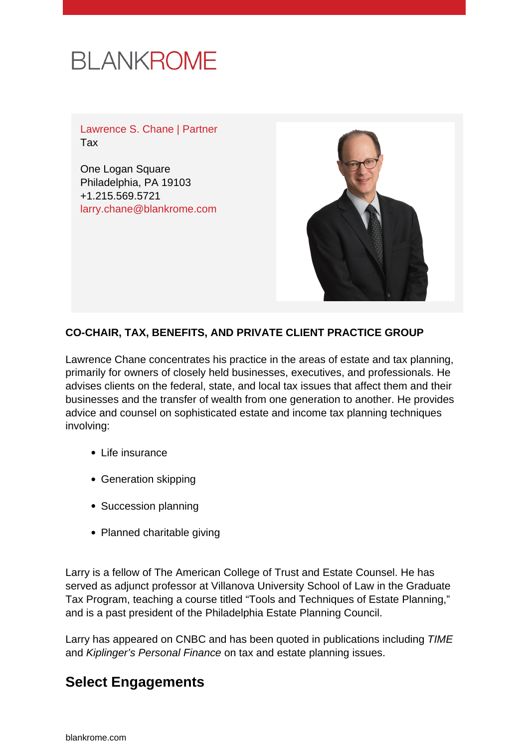BLANKROME

Lawrence S. Chane | Partner
Tax

One Logan Square
Philadelphia, PA 19103
+1.215.569.5721
larry.chane@blankrome.com

**CO-CHAIR, TAX, BENEFITS, AND PRIVATE CLIENT PRACTICE GROUP**

Lawrence Chane concentrates his practice in the areas of estate and tax planning, primarily for owners of closely held businesses, executives, and professionals. He advises clients on the federal, state, and local tax issues that affect them and their businesses and the transfer of wealth from one generation to another. He provides advice and counsel on sophisticated estate and income tax planning techniques involving:

- Life insurance
- Generation skipping
- Succession planning
- Planned charitable giving

Larry is a fellow of The American College of Trust and Estate Counsel. He has served as adjunct professor at Villanova University School of Law in the Graduate Tax Program, teaching a course titled "Tools and Techniques of Estate Planning," and is a past president of the Philadelphia Estate Planning Council.

Larry has appeared on CNBC and has been quoted in publications including *TIME* and *Kiplinger's Personal Finance* on tax and estate planning issues.

## Select Engagements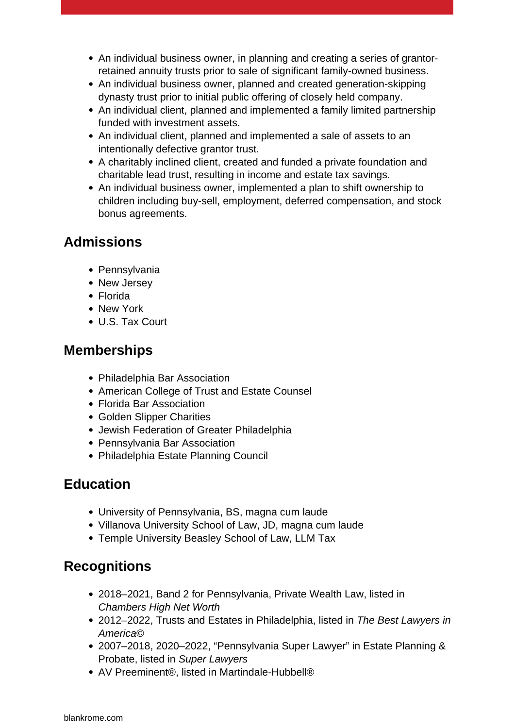- An individual business owner, in planning and creating a series of grantor-retained annuity trusts prior to sale of significant family-owned business.
- An individual business owner, planned and created generation-skipping dynasty trust prior to initial public offering of closely held company.
- An individual client, planned and implemented a family limited partnership funded with investment assets.
- An individual client, planned and implemented a sale of assets to an intentionally defective grantor trust.
- A charitably inclined client, created and funded a private foundation and charitable lead trust, resulting in income and estate tax savings.
- An individual business owner, implemented a plan to shift ownership to children including buy-sell, employment, deferred compensation, and stock bonus agreements.

## Admissions

- Pennsylvania
- New Jersey
- Florida
- New York
- U.S. Tax Court

## Memberships

- Philadelphia Bar Association
- American College of Trust and Estate Counsel
- Florida Bar Association
- Golden Slipper Charities
- Jewish Federation of Greater Philadelphia
- Pennsylvania Bar Association
- Philadelphia Estate Planning Council

## Education

- University of Pennsylvania, BS, magna cum laude
- Villanova University School of Law, JD, magna cum laude
- Temple University Beasley School of Law, LLM Tax

## Recognitions

- 2018–2021, Band 2 for Pennsylvania, Private Wealth Law, listed in *Chambers High Net Worth*
- 2012–2022, Trusts and Estates in Philadelphia, listed in *The Best Lawyers in America©*
- 2007–2018, 2020–2022, “Pennsylvania Super Lawyer” in Estate Planning & Probate, listed in *Super Lawyers*
- AV Preeminent®, listed in Martindale-Hubbell®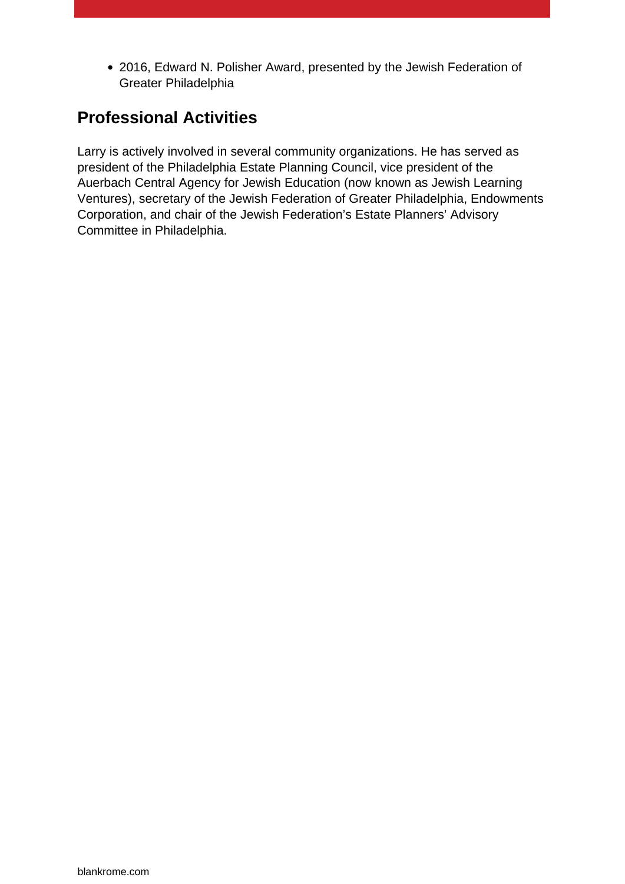- 2016, Edward N. Polisher Award, presented by the Jewish Federation of Greater Philadelphia

## Professional Activities

Larry is actively involved in several community organizations. He has served as president of the Philadelphia Estate Planning Council, vice president of the Auerbach Central Agency for Jewish Education (now known as Jewish Learning Ventures), secretary of the Jewish Federation of Greater Philadelphia, Endowments Corporation, and chair of the Jewish Federation's Estate Planners' Advisory Committee in Philadelphia.